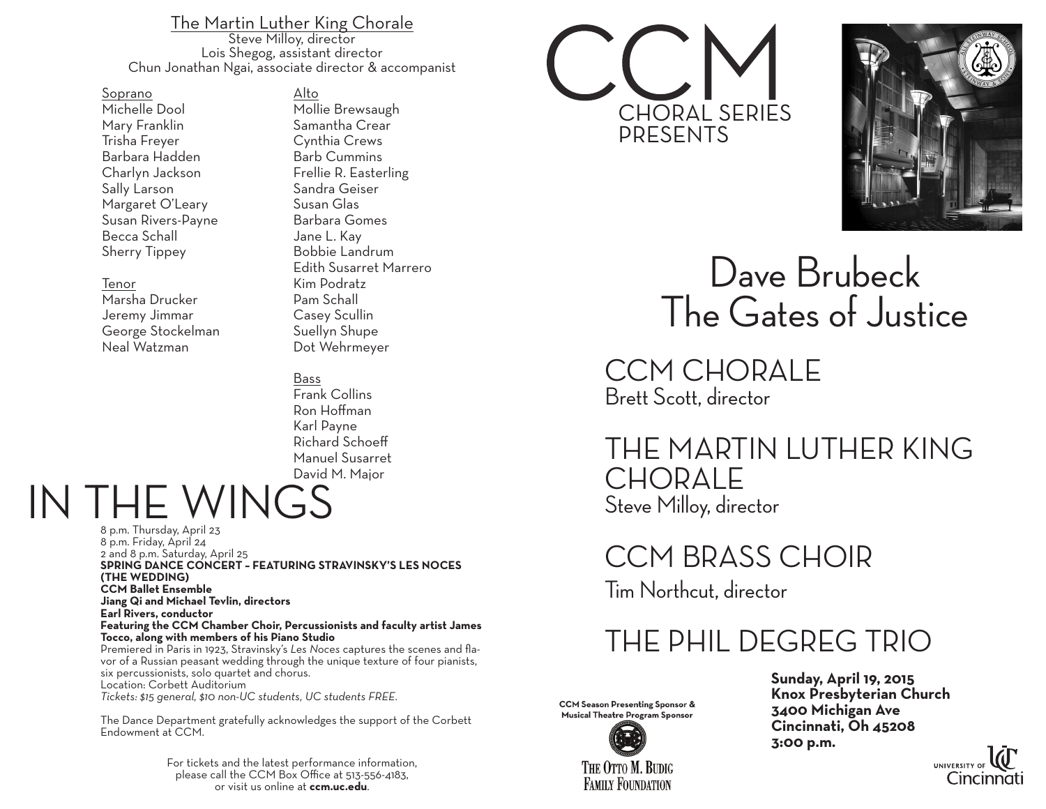## The Martin Luther King Chorale

Steve Milloy, director
Lois Shegog, assistant director
Chun Jonathan Ngai, associate director & accompanist

**Soprano**
Michelle Dool
Mary Franklin
Trisha Freyer
Barbara Hadden
Charlyn Jackson
Sally Larson
Margaret O'Leary
Susan Rivers-Payne
Becca Schall
Sherry Tippey

**Tenor**
Marsha Drucker
Jeremy Jimmar
George Stockelman
Neal Watzman

**Alto**
Mollie Brewsaugh
Samantha Crear
Cynthia Crews
Barb Cummins
Frellie R. Easterling
Sandra Geiser
Susan Glas
Barbara Gomes
Jane L. Kay
Bobbie Landrum
Edith Susarret Marrero
Kim Podratz
Pam Schall
Casey Scullin
Suellyn Shupe
Dot Wehrmeyer

**Bass**
Frank Collins
Ron Hoffman
Karl Payne
Richard Schoeff
Manuel Susarret
David M. Major

# IN THE WINGS

8 p.m. Thursday, April 23
8 p.m. Friday, April 24
2 and 8 p.m. Saturday, April 25
**SPRING DANCE CONCERT – FEATURING STRAVINSKY'S LES NOCES (THE WEDDING)**
**CCM Ballet Ensemble**
**Jiang Qi and Michael Tevlin, directors**
**Earl Rivers, conductor**
**Featuring the CCM Chamber Choir, Percussionists and faculty artist James Tocco, along with members of his Piano Studio**
Premiered in Paris in 1923, Stravinsky's *Les Noces* captures the scenes and flavor of a Russian peasant wedding through the unique texture of four pianists, six percussionists, solo quartet and chorus.
Location: Corbett Auditorium
*Tickets: $15 general, $10 non-UC students, UC students FREE.*

The Dance Department gratefully acknowledges the support of the Corbett Endowment at CCM.

For tickets and the latest performance information, please call the CCM Box Office at 513-556-4183, or visit us online at **ccm.uc.edu**.

# CCM
CHORAL SERIES PRESENTS

# Dave Brubeck
# The Gates of Justice

## CCM CHORALE
Brett Scott, director

## THE MARTIN LUTHER KING CHORALE
Steve Milloy, director

## CCM BRASS CHOIR
Tim Northcut, director

## THE PHIL DEGREG TRIO

**Sunday, April 19, 2015**
**Knox Presbyterian Church**
**3400 Michigan Ave**
**Cincinnati, Oh 45208**
**3:00 p.m.**

**CCM Season Presenting Sponsor & Musical Theatre Program Sponsor**
The Otto M. Budig Family Foundation

University of Cincinnati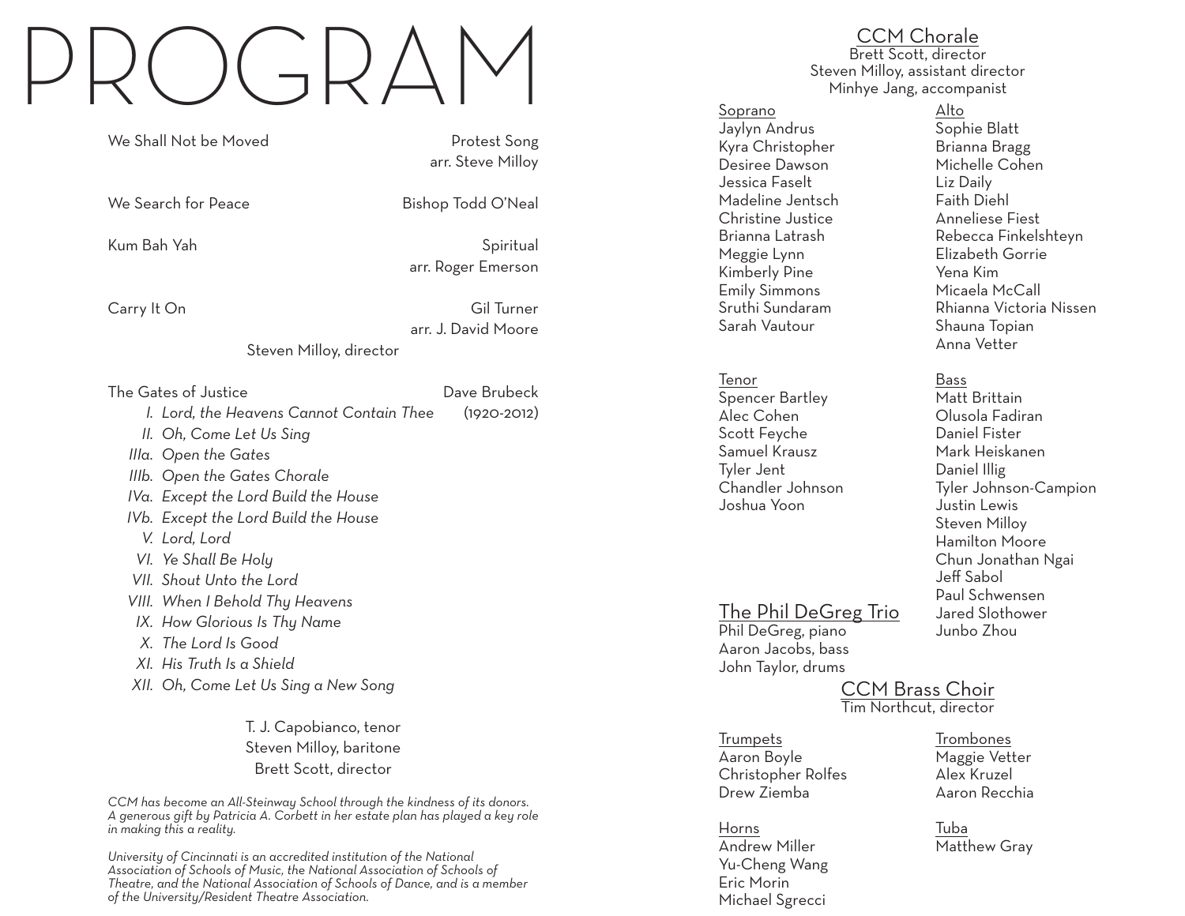# PROGRAM

We Shall Not be Moved — Protest Song
arr. Steve Milloy

We Search for Peace — Bishop Todd O'Neal

Kum Bah Yah — Spiritual
arr. Roger Emerson

Carry It On — Gil Turner
arr. J. David Moore

Steven Milloy, director

The Gates of Justice — Dave Brubeck (1920-2012)

- I. *Lord, the Heavens Cannot Contain Thee*
- II. *Oh, Come Let Us Sing*
- IIIa. *Open the Gates*
- IIIb. *Open the Gates Chorale*
- IVa. *Except the Lord Build the House*
- IVb. *Except the Lord Build the House*
- V. *Lord, Lord*
- VI. *Ye Shall Be Holy*
- VII. *Shout Unto the Lord*
- VIII. *When I Behold Thy Heavens*
- IX. *How Glorious Is Thy Name*
- X. *The Lord Is Good*
- XI. *His Truth Is a Shield*
- XII. *Oh, Come Let Us Sing a New Song*

T. J. Capobianco, tenor
Steven Milloy, baritone
Brett Scott, director

*CCM has become an All-Steinway School through the kindness of its donors. A generous gift by Patricia A. Corbett in her estate plan has played a key role in making this a reality.*

*University of Cincinnati is an accredited institution of the National Association of Schools of Music, the National Association of Schools of Theatre, and the National Association of Schools of Dance, and is a member of the University/Resident Theatre Association.*

## CCM Chorale

Brett Scott, director
Steven Milloy, assistant director
Minhye Jang, accompanist

**Soprano**
Jaylyn Andrus
Kyra Christopher
Desiree Dawson
Jessica Faselt
Madeline Jentsch
Christine Justice
Brianna Latrash
Meggie Lynn
Kimberly Pine
Emily Simmons
Sruthi Sundaram
Sarah Vautour

**Alto**
Sophie Blatt
Brianna Bragg
Michelle Cohen
Liz Daily
Faith Diehl
Anneliese Fiest
Rebecca Finkelshteyn
Elizabeth Gorrie
Yena Kim
Micaela McCall
Rhianna Victoria Nissen
Shauna Topian
Anna Vetter

**Tenor**
Spencer Bartley
Alec Cohen
Scott Feyche
Samuel Krausz
Tyler Jent
Chandler Johnson
Joshua Yoon

**Bass**
Matt Brittain
Olusola Fadiran
Daniel Fister
Mark Heiskanen
Daniel Illig
Tyler Johnson-Campion
Justin Lewis
Steven Milloy
Hamilton Moore
Chun Jonathan Ngai
Jeff Sabol
Paul Schwensen
Jared Slothower
Junbo Zhou

## The Phil DeGreg Trio

Phil DeGreg, piano
Aaron Jacobs, bass
John Taylor, drums

## CCM Brass Choir

Tim Northcut, director

**Trumpets**
Aaron Boyle
Christopher Rolfes
Drew Ziemba

**Trombones**
Maggie Vetter
Alex Kruzel
Aaron Recchia

**Horns**
Andrew Miller
Yu-Cheng Wang
Eric Morin
Michael Sgrecci

**Tuba**
Matthew Gray